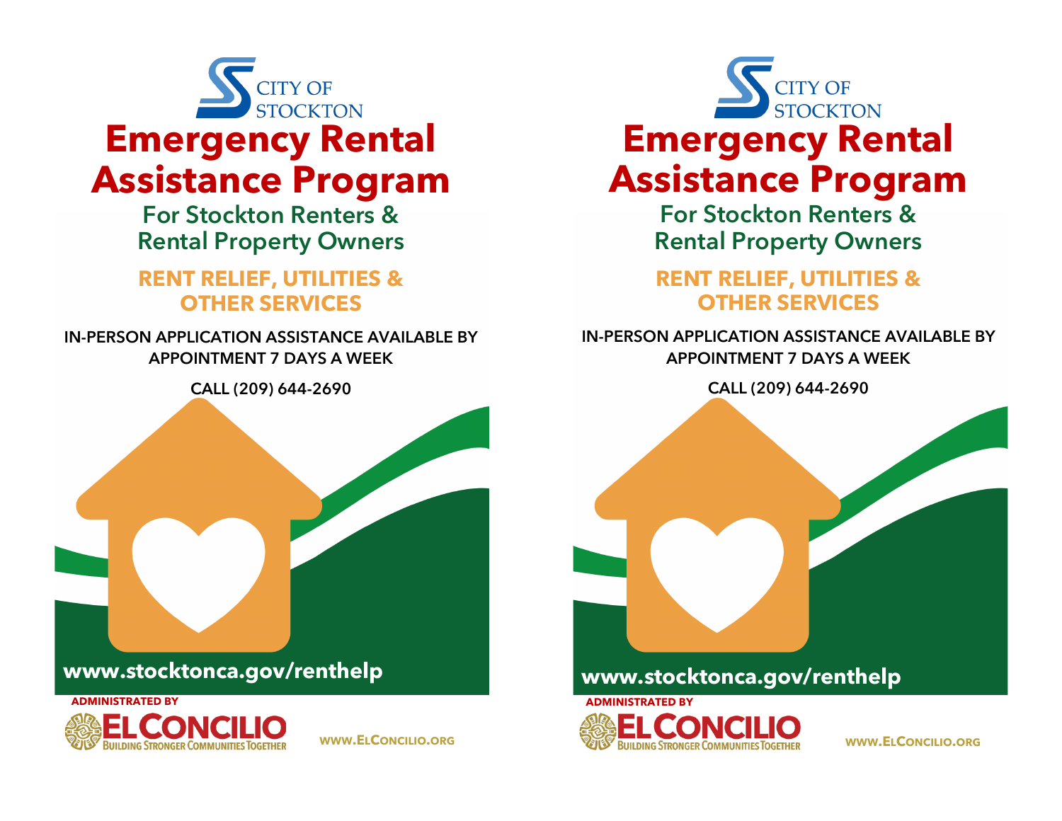CITY OF STOCKTON

# Emergency Rental Assistance Program

## For Stockton Renters & Rental Property Owners

### RENT RELIEF, UTILITIES & OTHER SERVICES

**IN-PERSON APPLICATION ASSISTANCE AVAILABLE BY APPOINTMENT 7 DAYS A WEEK**

**CALL (209) 644-2690**

**www.stocktonca.gov/renthelp**

ADMINISTRATED BY

EL CONCILIO
BUILDING STRONGER COMMUNITIES TOGETHER

WWW.ELCONCILIO.ORG

---

CITY OF STOCKTON

# Emergency Rental Assistance Program

## For Stockton Renters & Rental Property Owners

### RENT RELIEF, UTILITIES & OTHER SERVICES

**IN-PERSON APPLICATION ASSISTANCE AVAILABLE BY APPOINTMENT 7 DAYS A WEEK**

**CALL (209) 644-2690**

**www.stocktonca.gov/renthelp**

ADMINISTRATED BY

EL CONCILIO
BUILDING STRONGER COMMUNITIES TOGETHER

WWW.ELCONCILIO.ORG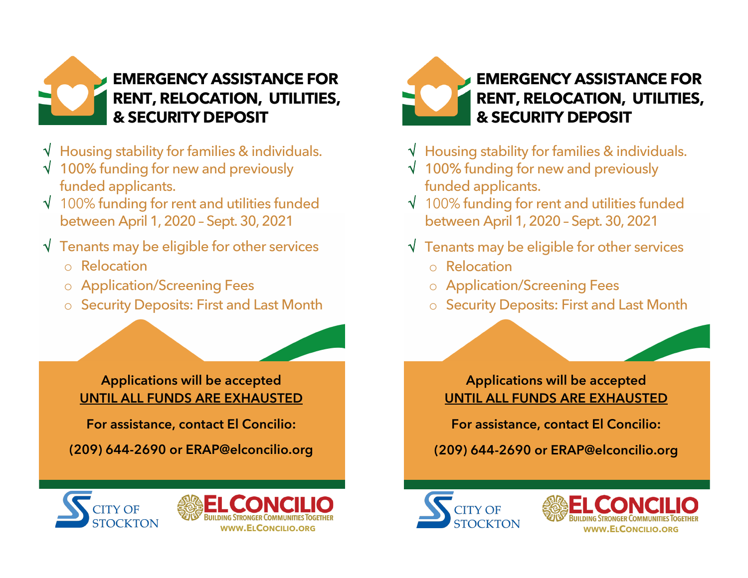## EMERGENCY ASSISTANCE FOR RENT, RELOCATION, UTILITIES, & SECURITY DEPOSIT

- √ Housing stability for families & individuals.
- √ 100% funding for new and previously funded applicants.
- √ 100% funding for rent and utilities funded between April 1, 2020 – Sept. 30, 2021
- √ Tenants may be eligible for other services
  - Relocation
  - Application/Screening Fees
  - Security Deposits: First and Last Month

**Applications will be accepted**
**UNTIL ALL FUNDS ARE EXHAUSTED**

**For assistance, contact El Concilio:**

**(209) 644-2690 or ERAP@elconcilio.org**

CITY OF STOCKTON

EL CONCILIO
BUILDING STRONGER COMMUNITIES TOGETHER
WWW.ELCONCILIO.ORG

## EMERGENCY ASSISTANCE FOR RENT, RELOCATION, UTILITIES, & SECURITY DEPOSIT

- √ Housing stability for families & individuals.
- √ 100% funding for new and previously funded applicants.
- √ 100% funding for rent and utilities funded between April 1, 2020 – Sept. 30, 2021
- √ Tenants may be eligible for other services
  - Relocation
  - Application/Screening Fees
  - Security Deposits: First and Last Month

**Applications will be accepted**
**UNTIL ALL FUNDS ARE EXHAUSTED**

**For assistance, contact El Concilio:**

**(209) 644-2690 or ERAP@elconcilio.org**

CITY OF STOCKTON

EL CONCILIO
BUILDING STRONGER COMMUNITIES TOGETHER
WWW.ELCONCILIO.ORG